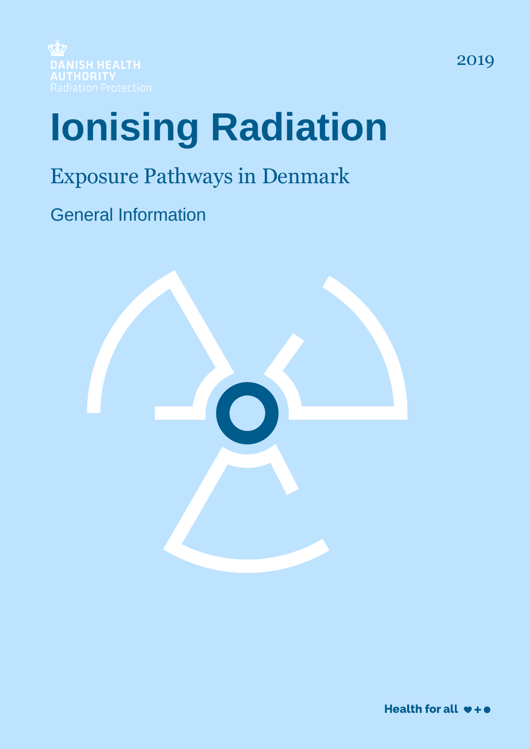DANISH HEALTH AUTHORITY
Radiation Protection

2019

# Ionising Radiation

## Exposure Pathways in Denmark

### General Information

Health for all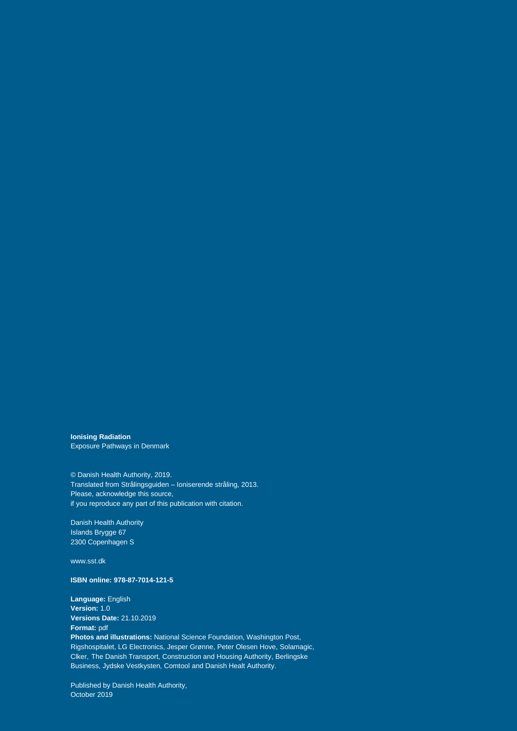**Ionising Radiation**
Exposure Pathways in Denmark

© Danish Health Authority, 2019.
Translated from Strålingsguiden – Ioniserende stråling, 2013.
Please, acknowledge this source,
if you reproduce any part of this publication with citation.

Danish Health Authority
Islands Brygge 67
2300 Copenhagen S

www.sst.dk

**ISBN online: 978-87-7014-121-5**

**Language:** English
**Version:** 1.0
**Versions Date:** 21.10.2019
**Format:** pdf
**Photos and illustrations:** National Science Foundation, Washington Post, Rigshospitalet, LG Electronics, Jesper Grønne, Peter Olesen Hove, Solamagic, Clker, The Danish Transport, Construction and Housing Authority, Berlingske Business, Jydske Vestkysten, Comtool and Danish Healt Authority.

Published by Danish Health Authority,
October 2019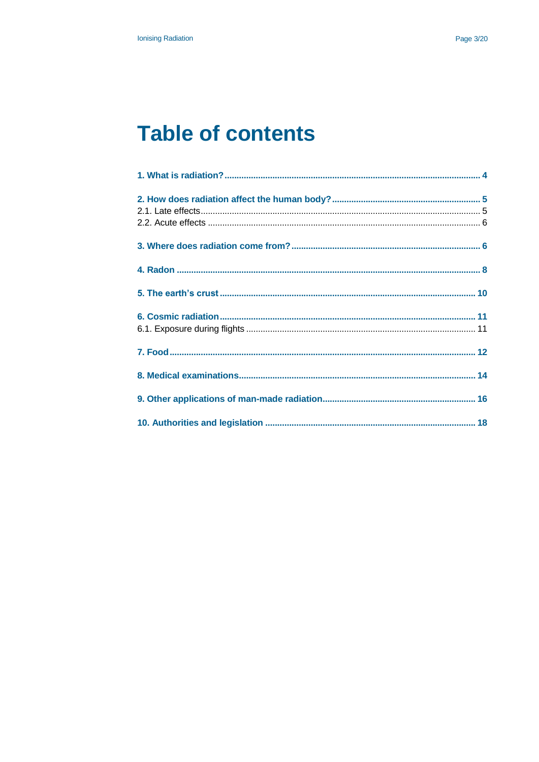# Table of contents

**1. What is radiation? ... 4**

**2. How does radiation affect the human body? ... 5**

2.1. Late effects ... 5

2.2. Acute effects ... 6

**3. Where does radiation come from? ... 6**

**4. Radon ... 8**

**5. The earth's crust ... 10**

**6. Cosmic radiation ... 11**

6.1. Exposure during flights ... 11

**7. Food ... 12**

**8. Medical examinations ... 14**

**9. Other applications of man-made radiation ... 16**

**10. Authorities and legislation ... 18**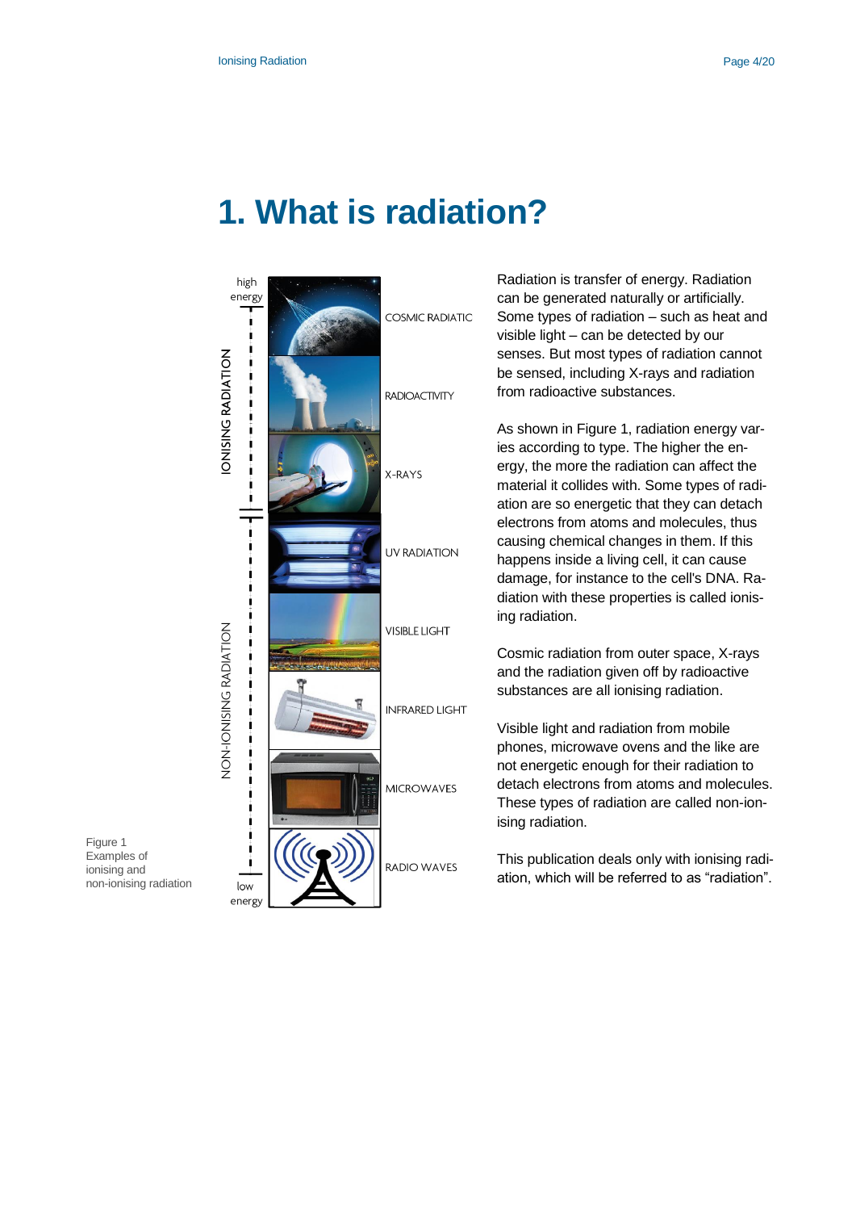# 1. What is radiation?

Radiation is transfer of energy. Radiation can be generated naturally or artificially. Some types of radiation – such as heat and visible light – can be detected by our senses. But most types of radiation cannot be sensed, including X-rays and radiation from radioactive substances.

As shown in Figure 1, radiation energy varies according to type. The higher the energy, the more the radiation can affect the material it collides with. Some types of radiation are so energetic that they can detach electrons from atoms and molecules, thus causing chemical changes in them. If this happens inside a living cell, it can cause damage, for instance to the cell's DNA. Radiation with these properties is called ionising radiation.

Cosmic radiation from outer space, X-rays and the radiation given off by radioactive substances are all ionising radiation.

Visible light and radiation from mobile phones, microwave ovens and the like are not energetic enough for their radiation to detach electrons from atoms and molecules. These types of radiation are called non-ionising radiation.

This publication deals only with ionising radiation, which will be referred to as "radiation".

high energy

IONISING RADIATION

COSMIC RADIATIC

RADIOACTIVITY

X-RAYS

NON-IONISING RADIATION

UV RADIATION

VISIBLE LIGHT

INFRARED LIGHT

MICROWAVES

RADIO WAVES

low energy

Figure 1
Examples of ionising and non-ionising radiation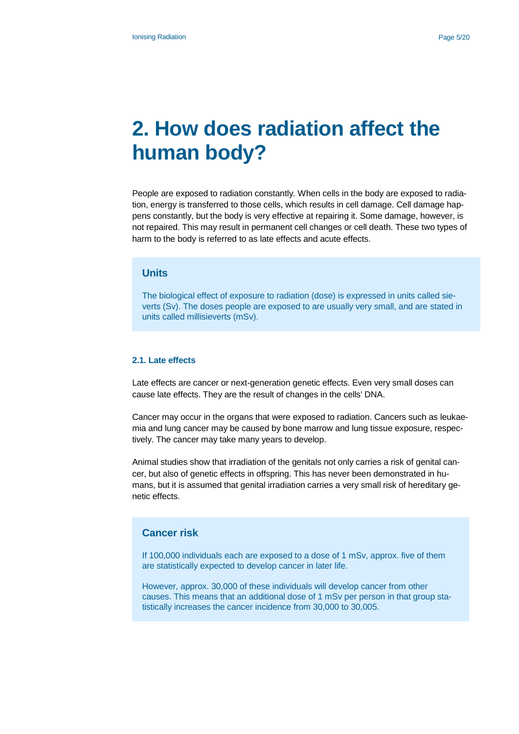# 2. How does radiation affect the human body?

People are exposed to radiation constantly. When cells in the body are exposed to radiation, energy is transferred to those cells, which results in cell damage. Cell damage happens constantly, but the body is very effective at repairing it. Some damage, however, is not repaired. This may result in permanent cell changes or cell death. These two types of harm to the body is referred to as late effects and acute effects.

> **Units**
>
> The biological effect of exposure to radiation (dose) is expressed in units called sieverts (Sv). The doses people are exposed to are usually very small, and are stated in units called millisieverts (mSv).

### 2.1. Late effects

Late effects are cancer or next-generation genetic effects. Even very small doses can cause late effects. They are the result of changes in the cells' DNA.

Cancer may occur in the organs that were exposed to radiation. Cancers such as leukaemia and lung cancer may be caused by bone marrow and lung tissue exposure, respectively. The cancer may take many years to develop.

Animal studies show that irradiation of the genitals not only carries a risk of genital cancer, but also of genetic effects in offspring. This has never been demonstrated in humans, but it is assumed that genital irradiation carries a very small risk of hereditary genetic effects.

> **Cancer risk**
>
> If 100,000 individuals each are exposed to a dose of 1 mSv, approx. five of them are statistically expected to develop cancer in later life.
>
> However, approx. 30,000 of these individuals will develop cancer from other causes. This means that an additional dose of 1 mSv per person in that group statistically increases the cancer incidence from 30,000 to 30,005.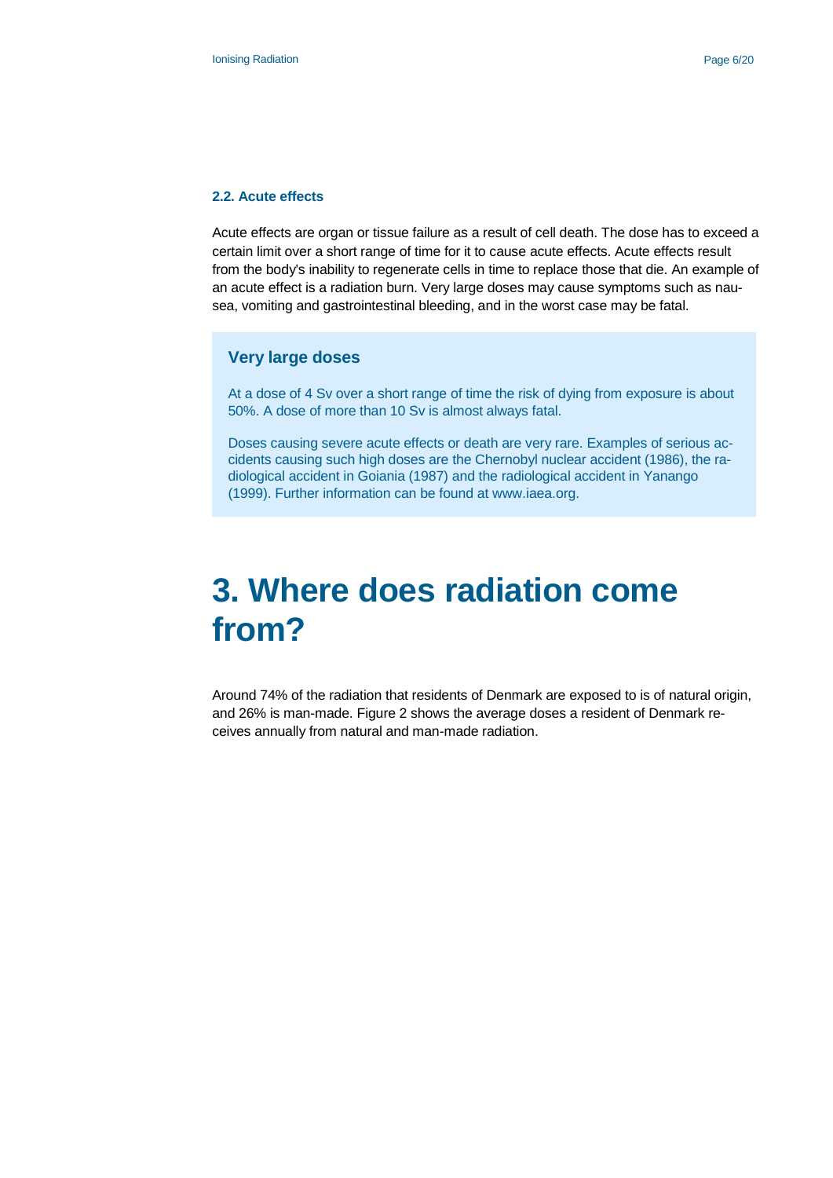### 2.2. Acute effects

Acute effects are organ or tissue failure as a result of cell death. The dose has to exceed a certain limit over a short range of time for it to cause acute effects. Acute effects result from the body's inability to regenerate cells in time to replace those that die. An example of an acute effect is a radiation burn. Very large doses may cause symptoms such as nausea, vomiting and gastrointestinal bleeding, and in the worst case may be fatal.

> **Very large doses**
>
> At a dose of 4 Sv over a short range of time the risk of dying from exposure is about 50%. A dose of more than 10 Sv is almost always fatal.
>
> Doses causing severe acute effects or death are very rare. Examples of serious accidents causing such high doses are the Chernobyl nuclear accident (1986), the radiological accident in Goiania (1987) and the radiological accident in Yanango (1999). Further information can be found at www.iaea.org.

# 3. Where does radiation come from?

Around 74% of the radiation that residents of Denmark are exposed to is of natural origin, and 26% is man-made. Figure 2 shows the average doses a resident of Denmark receives annually from natural and man-made radiation.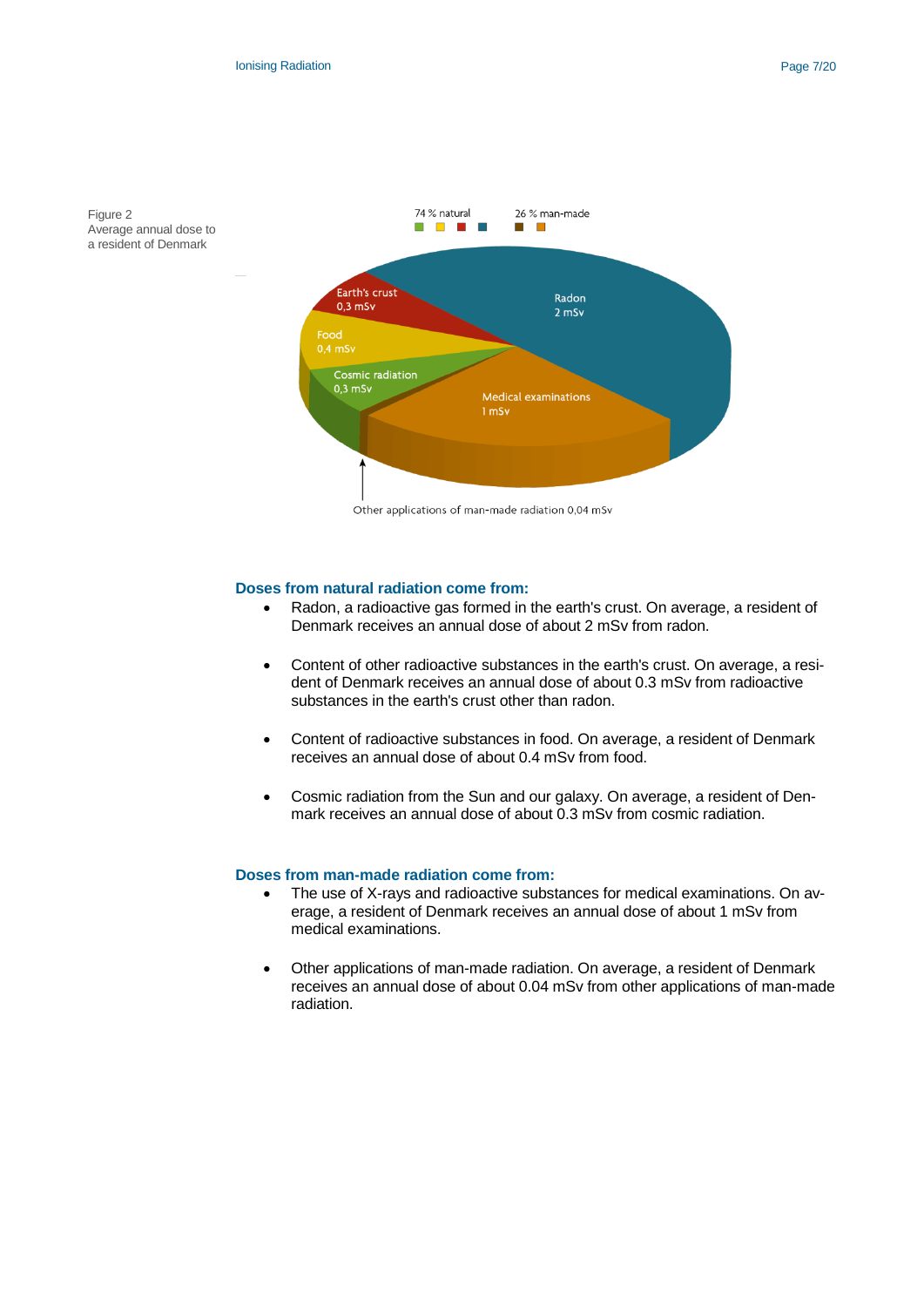Figure 2
Average annual dose to a resident of Denmark

74 % natural

26 % man-made

Earth's crust 0,3 mSv

Radon 2 mSv

Food 0,4 mSv

Cosmic radiation 0,3 mSv

Medical examinations 1 mSv

Other applications of man-made radiation 0,04 mSv

### Doses from natural radiation come from:

- Radon, a radioactive gas formed in the earth's crust. On average, a resident of Denmark receives an annual dose of about 2 mSv from radon.

- Content of other radioactive substances in the earth's crust. On average, a resident of Denmark receives an annual dose of about 0.3 mSv from radioactive substances in the earth's crust other than radon.

- Content of radioactive substances in food. On average, a resident of Denmark receives an annual dose of about 0.4 mSv from food.

- Cosmic radiation from the Sun and our galaxy. On average, a resident of Denmark receives an annual dose of about 0.3 mSv from cosmic radiation.

### Doses from man-made radiation come from:

- The use of X-rays and radioactive substances for medical examinations. On average, a resident of Denmark receives an annual dose of about 1 mSv from medical examinations.

- Other applications of man-made radiation. On average, a resident of Denmark receives an annual dose of about 0.04 mSv from other applications of man-made radiation.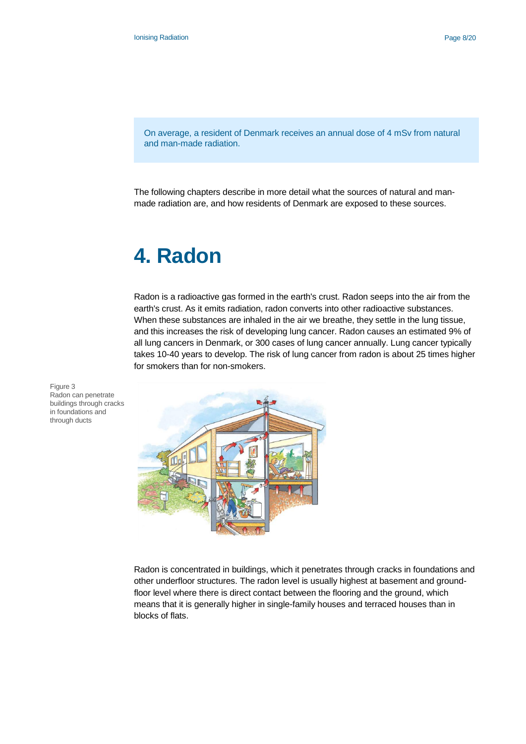On average, a resident of Denmark receives an annual dose of 4 mSv from natural and man-made radiation.

The following chapters describe in more detail what the sources of natural and man-made radiation are, and how residents of Denmark are exposed to these sources.

# 4. Radon

Radon is a radioactive gas formed in the earth's crust. Radon seeps into the air from the earth's crust. As it emits radiation, radon converts into other radioactive substances. When these substances are inhaled in the air we breathe, they settle in the lung tissue, and this increases the risk of developing lung cancer. Radon causes an estimated 9% of all lung cancers in Denmark, or 300 cases of lung cancer annually. Lung cancer typically takes 10-40 years to develop. The risk of lung cancer from radon is about 25 times higher for smokers than for non-smokers.

Figure 3
Radon can penetrate buildings through cracks in foundations and through ducts

Radon is concentrated in buildings, which it penetrates through cracks in foundations and other underfloor structures. The radon level is usually highest at basement and ground-floor level where there is direct contact between the flooring and the ground, which means that it is generally higher in single-family houses and terraced houses than in blocks of flats.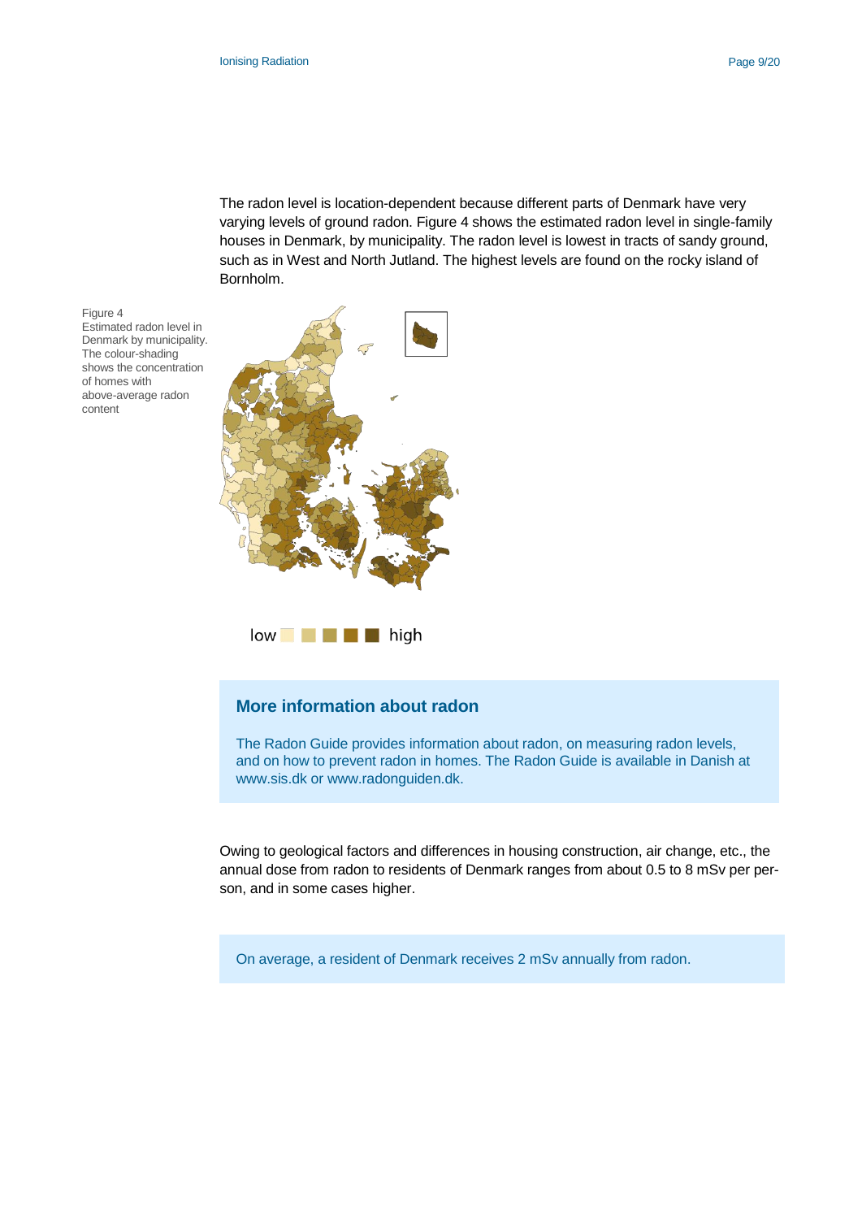The radon level is location-dependent because different parts of Denmark have very varying levels of ground radon. Figure 4 shows the estimated radon level in single-family houses in Denmark, by municipality. The radon level is lowest in tracts of sandy ground, such as in West and North Jutland. The highest levels are found on the rocky island of Bornholm.

Figure 4
Estimated radon level in Denmark by municipality. The colour-shading shows the concentration of homes with above-average radon content

low high

## More information about radon

The Radon Guide provides information about radon, on measuring radon levels, and on how to prevent radon in homes. The Radon Guide is available in Danish at www.sis.dk or www.radonguiden.dk.

Owing to geological factors and differences in housing construction, air change, etc., the annual dose from radon to residents of Denmark ranges from about 0.5 to 8 mSv per person, and in some cases higher.

On average, a resident of Denmark receives 2 mSv annually from radon.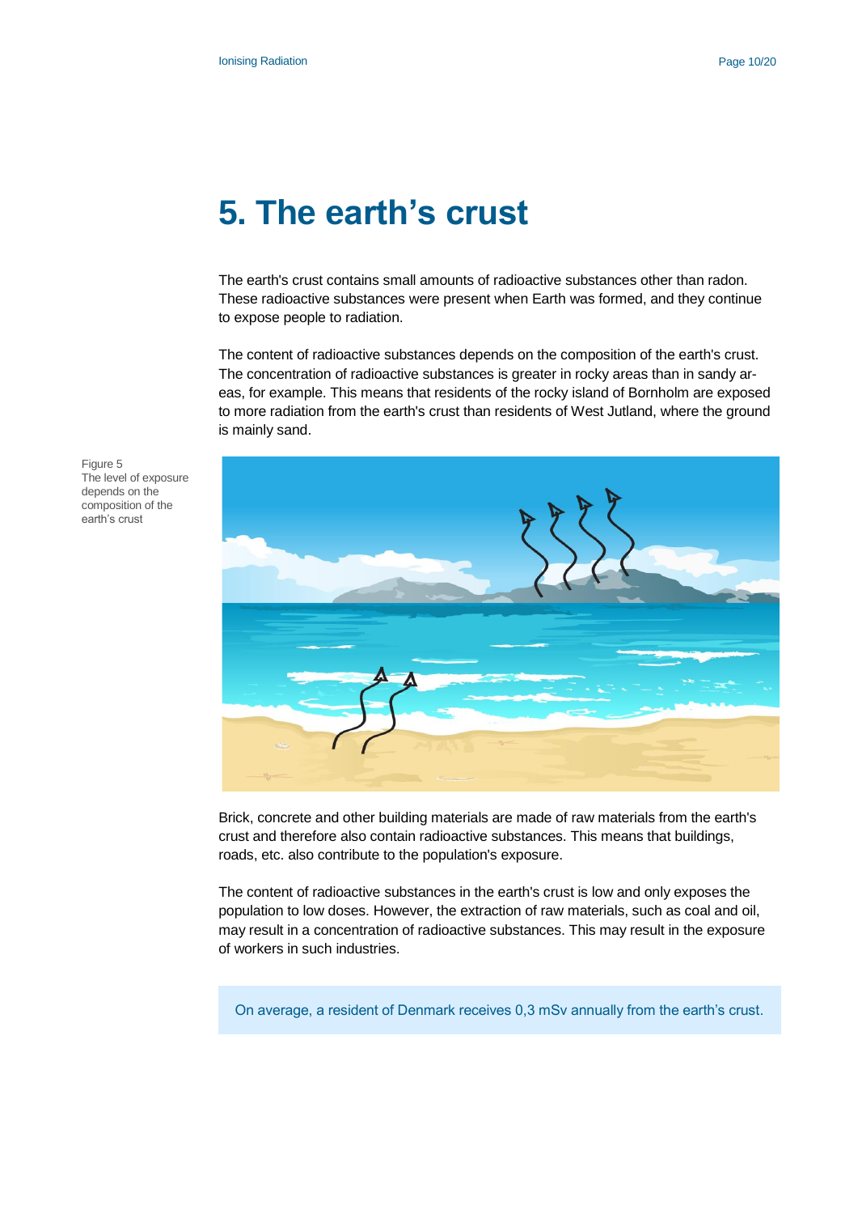# 5. The earth's crust

The earth's crust contains small amounts of radioactive substances other than radon. These radioactive substances were present when Earth was formed, and they continue to expose people to radiation.

The content of radioactive substances depends on the composition of the earth's crust. The concentration of radioactive substances is greater in rocky areas than in sandy areas, for example. This means that residents of the rocky island of Bornholm are exposed to more radiation from the earth's crust than residents of West Jutland, where the ground is mainly sand.

Figure 5
The level of exposure depends on the composition of the earth's crust

Brick, concrete and other building materials are made of raw materials from the earth's crust and therefore also contain radioactive substances. This means that buildings, roads, etc. also contribute to the population's exposure.

The content of radioactive substances in the earth's crust is low and only exposes the population to low doses. However, the extraction of raw materials, such as coal and oil, may result in a concentration of radioactive substances. This may result in the exposure of workers in such industries.

On average, a resident of Denmark receives 0,3 mSv annually from the earth's crust.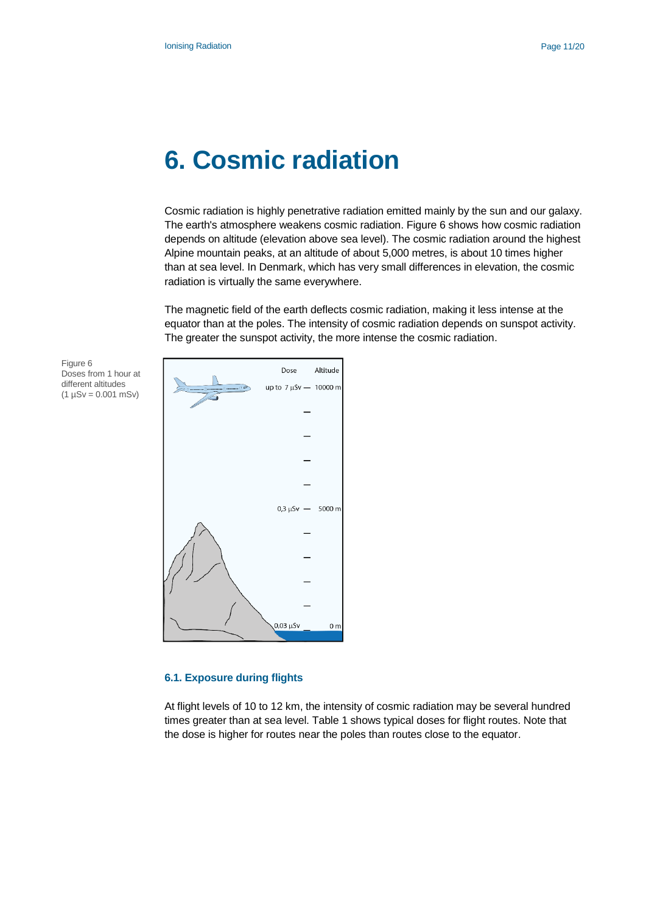# 6. Cosmic radiation

Cosmic radiation is highly penetrative radiation emitted mainly by the sun and our galaxy. The earth's atmosphere weakens cosmic radiation. Figure 6 shows how cosmic radiation depends on altitude (elevation above sea level). The cosmic radiation around the highest Alpine mountain peaks, at an altitude of about 5,000 metres, is about 10 times higher than at sea level. In Denmark, which has very small differences in elevation, the cosmic radiation is virtually the same everywhere.

The magnetic field of the earth deflects cosmic radiation, making it less intense at the equator than at the poles. The intensity of cosmic radiation depends on sunspot activity. The greater the sunspot activity, the more intense the cosmic radiation.

Figure 6
Doses from 1 hour at different altitudes
(1 µSv = 0.001 mSv)

| Dose | Altitude |
| --- | --- |
| up to 7 µSv | 10000 m |
| 0,3 µSv | 5000 m |
| 0,03 µSv | 0 m |

## 6.1. Exposure during flights

At flight levels of 10 to 12 km, the intensity of cosmic radiation may be several hundred times greater than at sea level. Table 1 shows typical doses for flight routes. Note that the dose is higher for routes near the poles than routes close to the equator.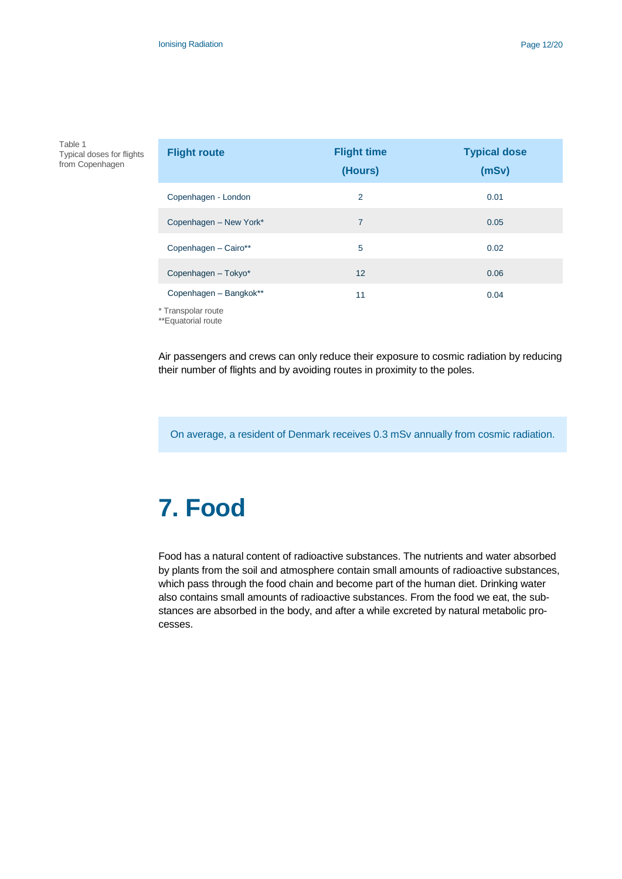Table 1
Typical doses for flights from Copenhagen

| Flight route | Flight time (Hours) | Typical dose (mSv) |
|---|---|---|
| Copenhagen - London | 2 | 0.01 |
| Copenhagen – New York* | 7 | 0.05 |
| Copenhagen – Cairo** | 5 | 0.02 |
| Copenhagen – Tokyo* | 12 | 0.06 |
| Copenhagen – Bangkok** | 11 | 0.04 |

\* Transpolar route
**Equatorial route

Air passengers and crews can only reduce their exposure to cosmic radiation by reducing their number of flights and by avoiding routes in proximity to the poles.

On average, a resident of Denmark receives 0.3 mSv annually from cosmic radiation.

# 7. Food

Food has a natural content of radioactive substances. The nutrients and water absorbed by plants from the soil and atmosphere contain small amounts of radioactive substances, which pass through the food chain and become part of the human diet. Drinking water also contains small amounts of radioactive substances. From the food we eat, the substances are absorbed in the body, and after a while excreted by natural metabolic processes.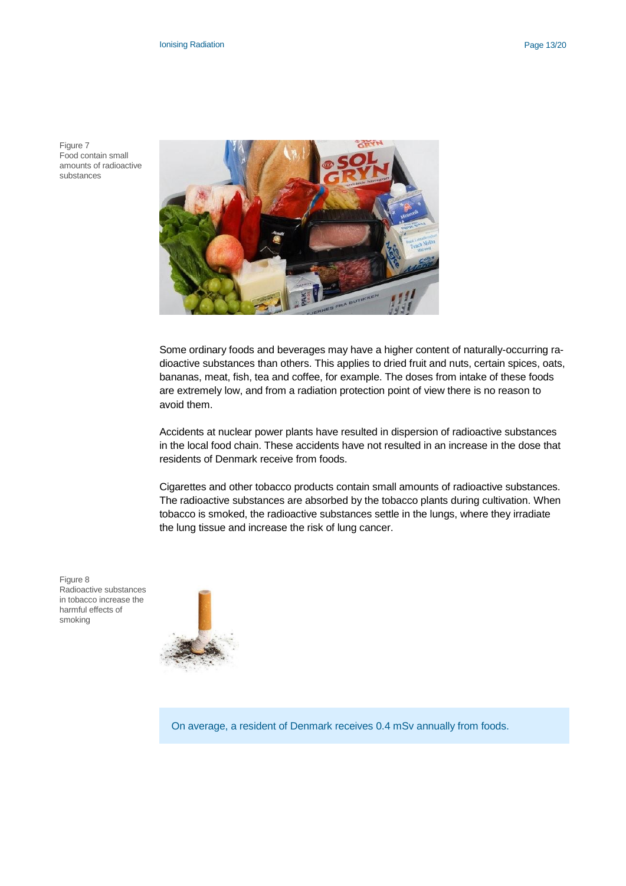Figure 7
Food contain small amounts of radioactive substances

Some ordinary foods and beverages may have a higher content of naturally-occurring radioactive substances than others. This applies to dried fruit and nuts, certain spices, oats, bananas, meat, fish, tea and coffee, for example. The doses from intake of these foods are extremely low, and from a radiation protection point of view there is no reason to avoid them.

Accidents at nuclear power plants have resulted in dispersion of radioactive substances in the local food chain. These accidents have not resulted in an increase in the dose that residents of Denmark receive from foods.

Cigarettes and other tobacco products contain small amounts of radioactive substances. The radioactive substances are absorbed by the tobacco plants during cultivation. When tobacco is smoked, the radioactive substances settle in the lungs, where they irradiate the lung tissue and increase the risk of lung cancer.

Figure 8
Radioactive substances in tobacco increase the harmful effects of smoking

On average, a resident of Denmark receives 0.4 mSv annually from foods.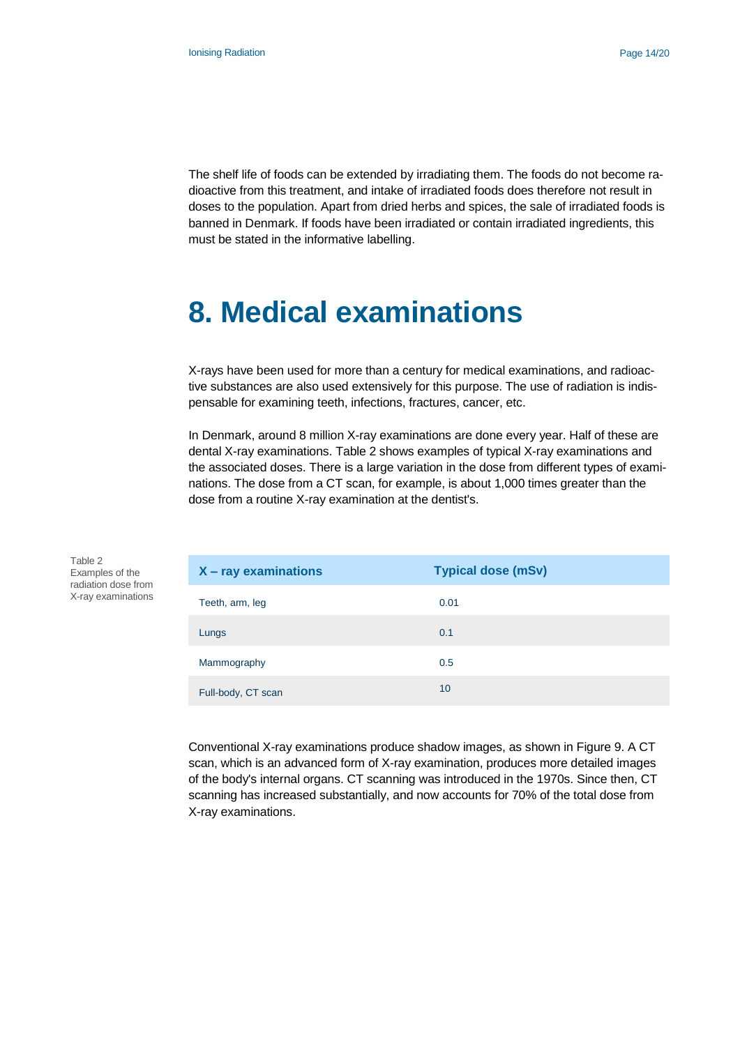The shelf life of foods can be extended by irradiating them. The foods do not become radioactive from this treatment, and intake of irradiated foods does therefore not result in doses to the population. Apart from dried herbs and spices, the sale of irradiated foods is banned in Denmark. If foods have been irradiated or contain irradiated ingredients, this must be stated in the informative labelling.

# 8. Medical examinations

X-rays have been used for more than a century for medical examinations, and radioactive substances are also used extensively for this purpose. The use of radiation is indispensable for examining teeth, infections, fractures, cancer, etc.

In Denmark, around 8 million X-ray examinations are done every year. Half of these are dental X-ray examinations. Table 2 shows examples of typical X-ray examinations and the associated doses. There is a large variation in the dose from different types of examinations. The dose from a CT scan, for example, is about 1,000 times greater than the dose from a routine X-ray examination at the dentist's.

Table 2
Examples of the radiation dose from X-ray examinations

| X – ray examinations | Typical dose (mSv) |
|---|---|
| Teeth, arm, leg | 0.01 |
| Lungs | 0.1 |
| Mammography | 0.5 |
| Full-body, CT scan | 10 |

Conventional X-ray examinations produce shadow images, as shown in Figure 9. A CT scan, which is an advanced form of X-ray examination, produces more detailed images of the body's internal organs. CT scanning was introduced in the 1970s. Since then, CT scanning has increased substantially, and now accounts for 70% of the total dose from X-ray examinations.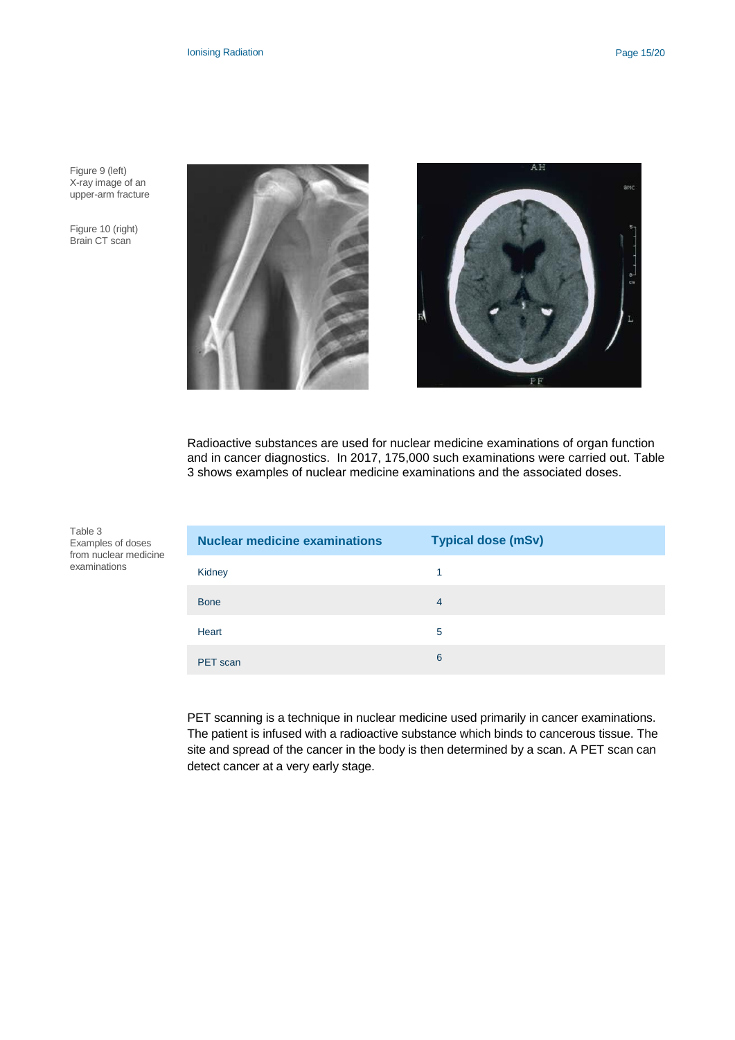Figure 9 (left)
X-ray image of an upper-arm fracture

Figure 10 (right)
Brain CT scan

Radioactive substances are used for nuclear medicine examinations of organ function and in cancer diagnostics. In 2017, 175,000 such examinations were carried out. Table 3 shows examples of nuclear medicine examinations and the associated doses.

Table 3
Examples of doses from nuclear medicine examinations

| Nuclear medicine examinations | Typical dose (mSv) |
| --- | --- |
| Kidney | 1 |
| Bone | 4 |
| Heart | 5 |
| PET scan | 6 |

PET scanning is a technique in nuclear medicine used primarily in cancer examinations. The patient is infused with a radioactive substance which binds to cancerous tissue. The site and spread of the cancer in the body is then determined by a scan. A PET scan can detect cancer at a very early stage.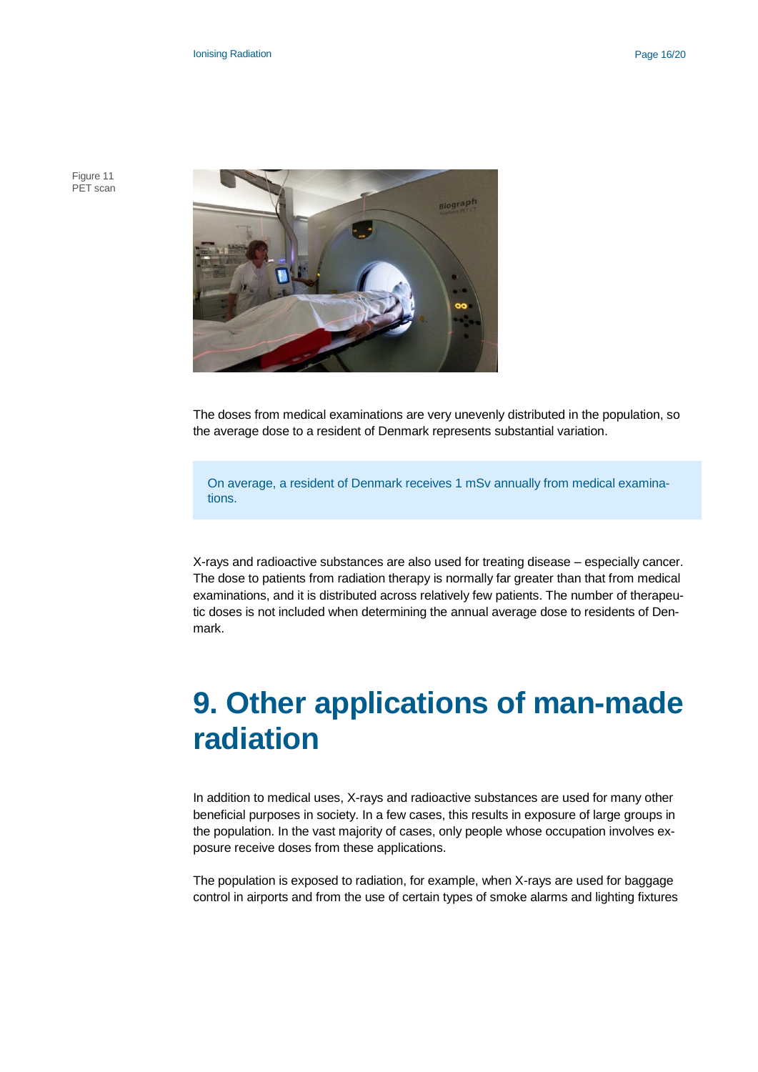Figure 11
PET scan

The doses from medical examinations are very unevenly distributed in the population, so the average dose to a resident of Denmark represents substantial variation.

> On average, a resident of Denmark receives 1 mSv annually from medical examinations.

X-rays and radioactive substances are also used for treating disease – especially cancer. The dose to patients from radiation therapy is normally far greater than that from medical examinations, and it is distributed across relatively few patients. The number of therapeutic doses is not included when determining the annual average dose to residents of Denmark.

# 9. Other applications of man-made radiation

In addition to medical uses, X-rays and radioactive substances are used for many other beneficial purposes in society. In a few cases, this results in exposure of large groups in the population. In the vast majority of cases, only people whose occupation involves exposure receive doses from these applications.

The population is exposed to radiation, for example, when X-rays are used for baggage control in airports and from the use of certain types of smoke alarms and lighting fixtures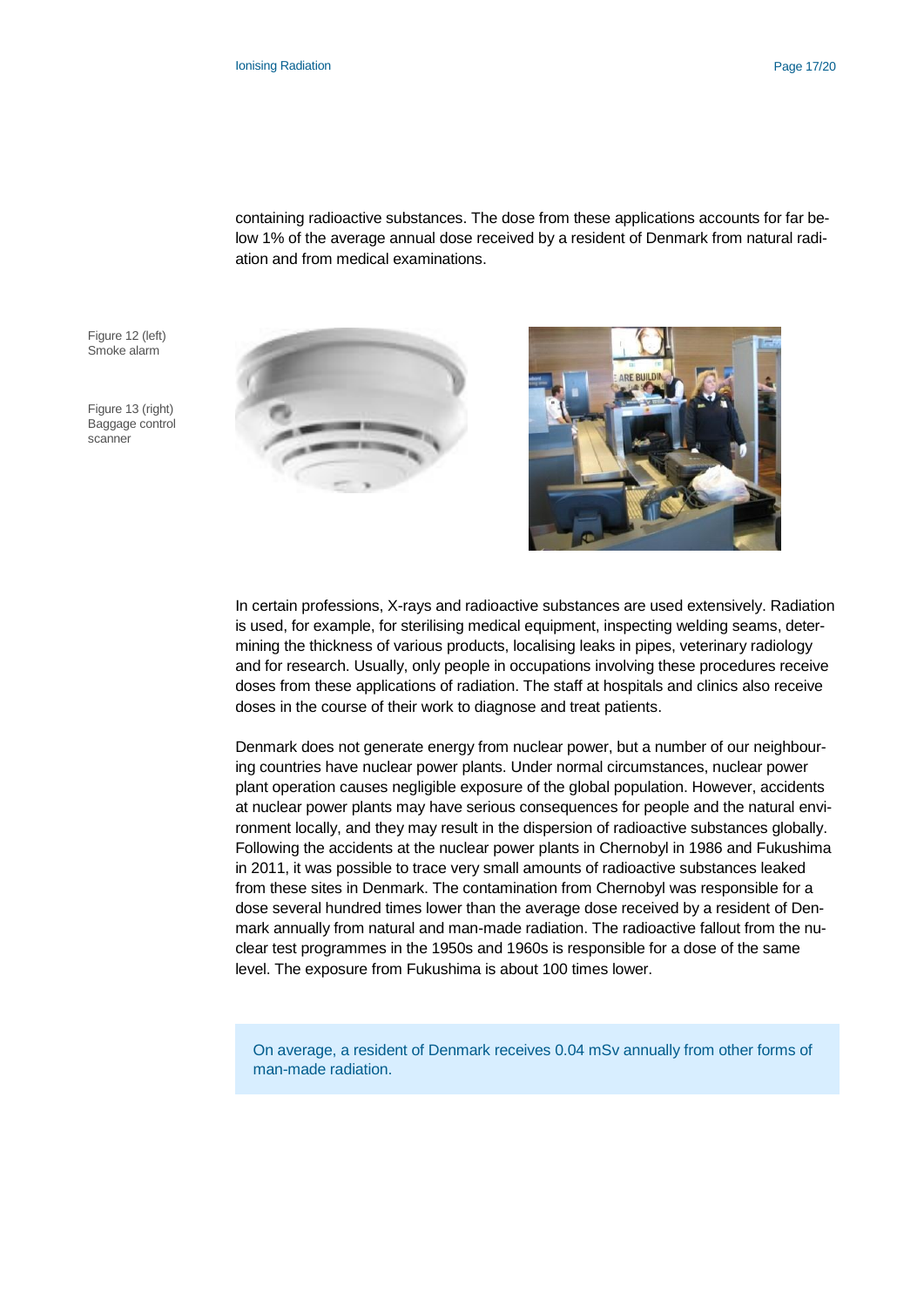containing radioactive substances. The dose from these applications accounts for far below 1% of the average annual dose received by a resident of Denmark from natural radiation and from medical examinations.

Figure 12 (left)
Smoke alarm

Figure 13 (right)
Baggage control scanner

In certain professions, X-rays and radioactive substances are used extensively. Radiation is used, for example, for sterilising medical equipment, inspecting welding seams, determining the thickness of various products, localising leaks in pipes, veterinary radiology and for research. Usually, only people in occupations involving these procedures receive doses from these applications of radiation. The staff at hospitals and clinics also receive doses in the course of their work to diagnose and treat patients.

Denmark does not generate energy from nuclear power, but a number of our neighbouring countries have nuclear power plants. Under normal circumstances, nuclear power plant operation causes negligible exposure of the global population. However, accidents at nuclear power plants may have serious consequences for people and the natural environment locally, and they may result in the dispersion of radioactive substances globally. Following the accidents at the nuclear power plants in Chernobyl in 1986 and Fukushima in 2011, it was possible to trace very small amounts of radioactive substances leaked from these sites in Denmark. The contamination from Chernobyl was responsible for a dose several hundred times lower than the average dose received by a resident of Denmark annually from natural and man-made radiation. The radioactive fallout from the nuclear test programmes in the 1950s and 1960s is responsible for a dose of the same level. The exposure from Fukushima is about 100 times lower.

On average, a resident of Denmark receives 0.04 mSv annually from other forms of man-made radiation.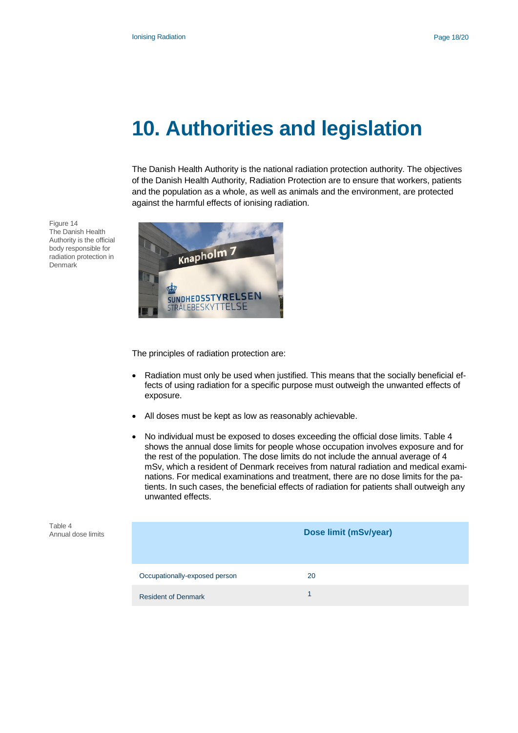# 10. Authorities and legislation

The Danish Health Authority is the national radiation protection authority. The objectives of the Danish Health Authority, Radiation Protection are to ensure that workers, patients and the population as a whole, as well as animals and the environment, are protected against the harmful effects of ionising radiation.

Figure 14
The Danish Health Authority is the official body responsible for radiation protection in Denmark

The principles of radiation protection are:

- Radiation must only be used when justified. This means that the socially beneficial effects of using radiation for a specific purpose must outweigh the unwanted effects of exposure.
- All doses must be kept as low as reasonably achievable.
- No individual must be exposed to doses exceeding the official dose limits. Table 4 shows the annual dose limits for people whose occupation involves exposure and for the rest of the population. The dose limits do not include the annual average of 4 mSv, which a resident of Denmark receives from natural radiation and medical examinations. For medical examinations and treatment, there are no dose limits for the patients. In such cases, the beneficial effects of radiation for patients shall outweigh any unwanted effects.

Table 4
Annual dose limits

| | Dose limit (mSv/year) |
|---|---|
| Occupationally-exposed person | 20 |
| Resident of Denmark | 1 |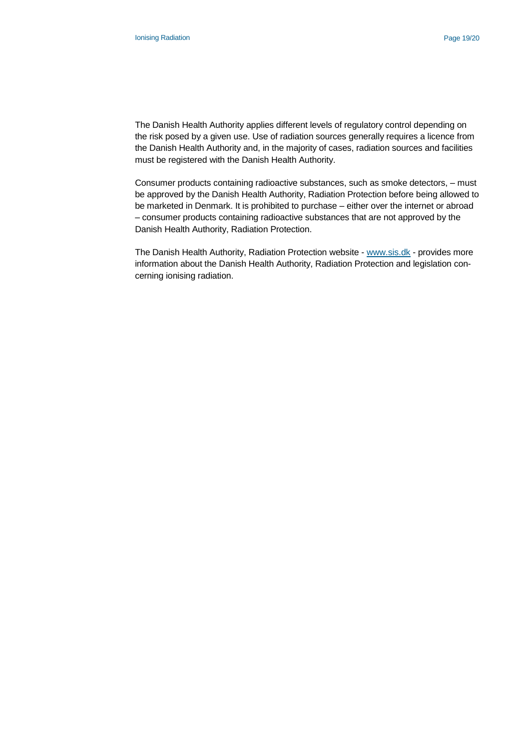The Danish Health Authority applies different levels of regulatory control depending on the risk posed by a given use. Use of radiation sources generally requires a licence from the Danish Health Authority and, in the majority of cases, radiation sources and facilities must be registered with the Danish Health Authority.

Consumer products containing radioactive substances, such as smoke detectors, – must be approved by the Danish Health Authority, Radiation Protection before being allowed to be marketed in Denmark. It is prohibited to purchase – either over the internet or abroad – consumer products containing radioactive substances that are not approved by the Danish Health Authority, Radiation Protection.

The Danish Health Authority, Radiation Protection website - [www.sis.dk](http://www.sis.dk) - provides more information about the Danish Health Authority, Radiation Protection and legislation concerning ionising radiation.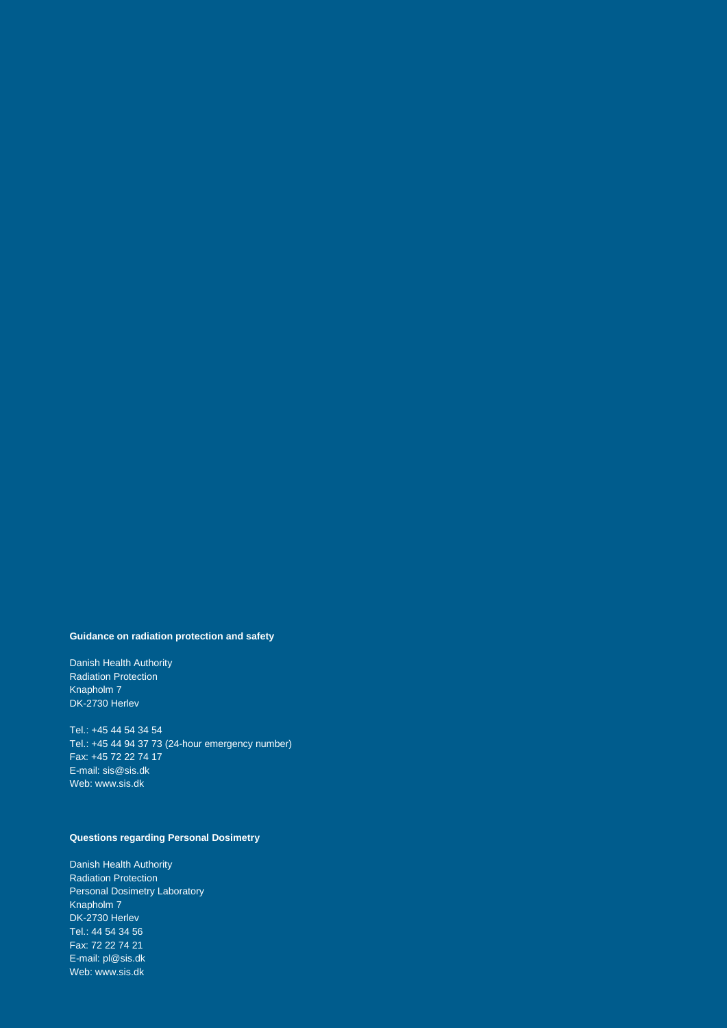**Guidance on radiation protection and safety**

Danish Health Authority
Radiation Protection
Knapholm 7
DK-2730 Herlev

Tel.: +45 44 54 34 54
Tel.: +45 44 94 37 73 (24-hour emergency number)
Fax: +45 72 22 74 17
E-mail: sis@sis.dk
Web: www.sis.dk

**Questions regarding Personal Dosimetry**

Danish Health Authority
Radiation Protection
Personal Dosimetry Laboratory
Knapholm 7
DK-2730 Herlev
Tel.: 44 54 34 56
Fax: 72 22 74 21
E-mail: pl@sis.dk
Web: www.sis.dk